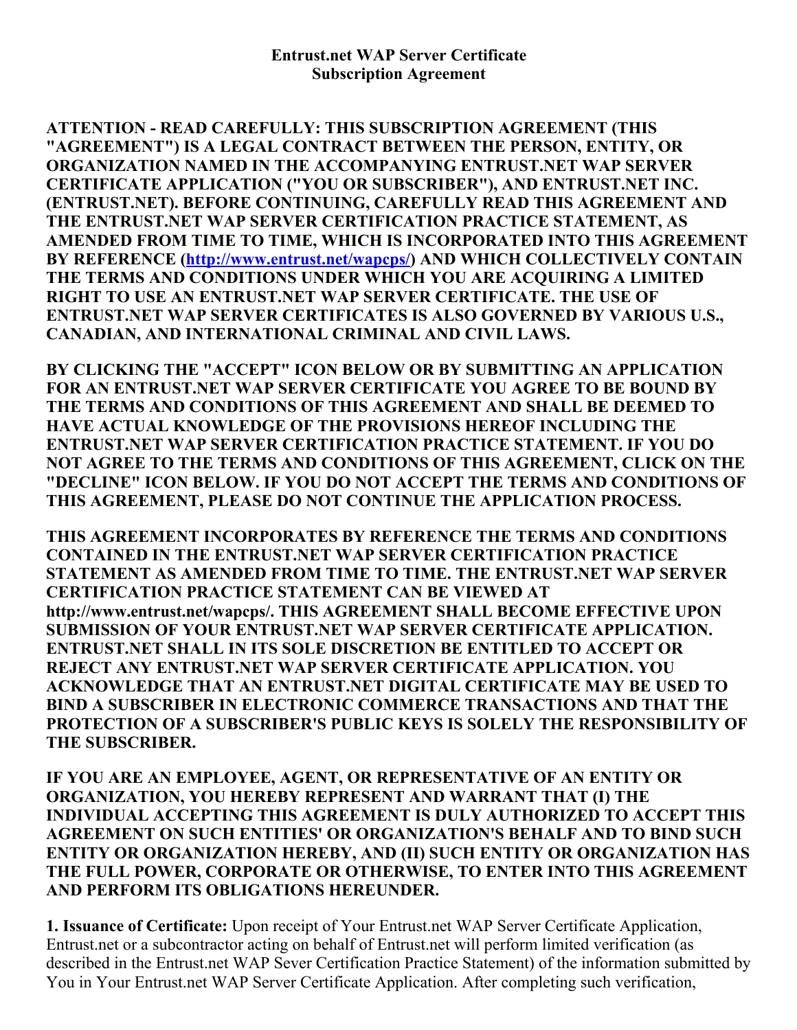# Entrust.net WAP Server Certificate
# Subscription Agreement

**ATTENTION - READ CAREFULLY: THIS SUBSCRIPTION AGREEMENT (THIS "AGREEMENT") IS A LEGAL CONTRACT BETWEEN THE PERSON, ENTITY, OR ORGANIZATION NAMED IN THE ACCOMPANYING ENTRUST.NET WAP SERVER CERTIFICATE APPLICATION ("YOU OR SUBSCRIBER"), AND ENTRUST.NET INC. (ENTRUST.NET). BEFORE CONTINUING, CAREFULLY READ THIS AGREEMENT AND THE ENTRUST.NET WAP SERVER CERTIFICATION PRACTICE STATEMENT, AS AMENDED FROM TIME TO TIME, WHICH IS INCORPORATED INTO THIS AGREEMENT BY REFERENCE ([http://www.entrust.net/wapcps/](http://www.entrust.net/wapcps/)) AND WHICH COLLECTIVELY CONTAIN THE TERMS AND CONDITIONS UNDER WHICH YOU ARE ACQUIRING A LIMITED RIGHT TO USE AN ENTRUST.NET WAP SERVER CERTIFICATE. THE USE OF ENTRUST.NET WAP SERVER CERTIFICATES IS ALSO GOVERNED BY VARIOUS U.S., CANADIAN, AND INTERNATIONAL CRIMINAL AND CIVIL LAWS.**

**BY CLICKING THE "ACCEPT" ICON BELOW OR BY SUBMITTING AN APPLICATION FOR AN ENTRUST.NET WAP SERVER CERTIFICATE YOU AGREE TO BE BOUND BY THE TERMS AND CONDITIONS OF THIS AGREEMENT AND SHALL BE DEEMED TO HAVE ACTUAL KNOWLEDGE OF THE PROVISIONS HEREOF INCLUDING THE ENTRUST.NET WAP SERVER CERTIFICATION PRACTICE STATEMENT. IF YOU DO NOT AGREE TO THE TERMS AND CONDITIONS OF THIS AGREEMENT, CLICK ON THE "DECLINE" ICON BELOW. IF YOU DO NOT ACCEPT THE TERMS AND CONDITIONS OF THIS AGREEMENT, PLEASE DO NOT CONTINUE THE APPLICATION PROCESS.**

**THIS AGREEMENT INCORPORATES BY REFERENCE THE TERMS AND CONDITIONS CONTAINED IN THE ENTRUST.NET WAP SERVER CERTIFICATION PRACTICE STATEMENT AS AMENDED FROM TIME TO TIME. THE ENTRUST.NET WAP SERVER CERTIFICATION PRACTICE STATEMENT CAN BE VIEWED AT http://www.entrust.net/wapcps/. THIS AGREEMENT SHALL BECOME EFFECTIVE UPON SUBMISSION OF YOUR ENTRUST.NET WAP SERVER CERTIFICATE APPLICATION. ENTRUST.NET SHALL IN ITS SOLE DISCRETION BE ENTITLED TO ACCEPT OR REJECT ANY ENTRUST.NET WAP SERVER CERTIFICATE APPLICATION. YOU ACKNOWLEDGE THAT AN ENTRUST.NET DIGITAL CERTIFICATE MAY BE USED TO BIND A SUBSCRIBER IN ELECTRONIC COMMERCE TRANSACTIONS AND THAT THE PROTECTION OF A SUBSCRIBER'S PUBLIC KEYS IS SOLELY THE RESPONSIBILITY OF THE SUBSCRIBER.**

**IF YOU ARE AN EMPLOYEE, AGENT, OR REPRESENTATIVE OF AN ENTITY OR ORGANIZATION, YOU HEREBY REPRESENT AND WARRANT THAT (I) THE INDIVIDUAL ACCEPTING THIS AGREEMENT IS DULY AUTHORIZED TO ACCEPT THIS AGREEMENT ON SUCH ENTITIES' OR ORGANIZATION'S BEHALF AND TO BIND SUCH ENTITY OR ORGANIZATION HEREBY, AND (II) SUCH ENTITY OR ORGANIZATION HAS THE FULL POWER, CORPORATE OR OTHERWISE, TO ENTER INTO THIS AGREEMENT AND PERFORM ITS OBLIGATIONS HEREUNDER.**

**1. Issuance of Certificate:** Upon receipt of Your Entrust.net WAP Server Certificate Application, Entrust.net or a subcontractor acting on behalf of Entrust.net will perform limited verification (as described in the Entrust.net WAP Sever Certification Practice Statement) of the information submitted by You in Your Entrust.net WAP Server Certificate Application. After completing such verification,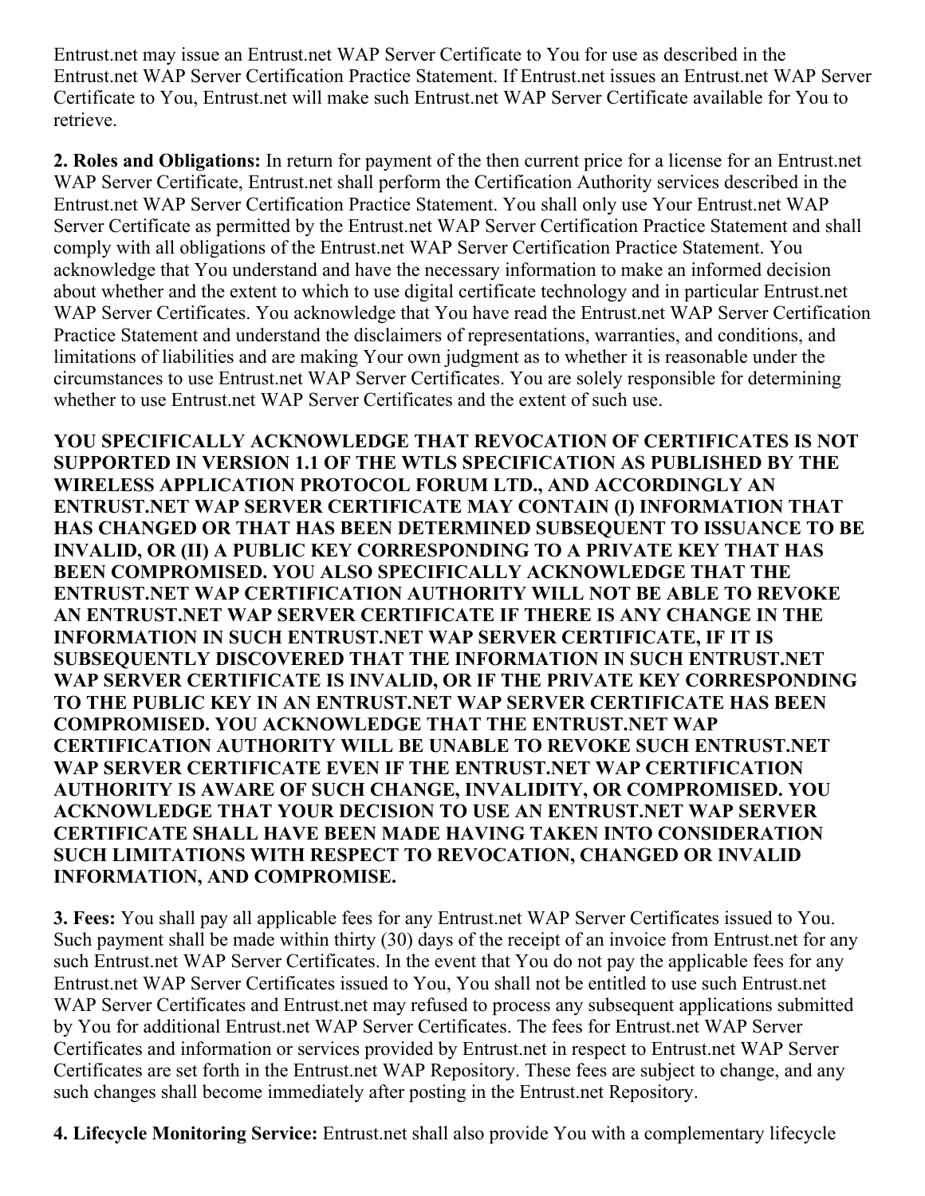Entrust.net may issue an Entrust.net WAP Server Certificate to You for use as described in the Entrust.net WAP Server Certification Practice Statement. If Entrust.net issues an Entrust.net WAP Server Certificate to You, Entrust.net will make such Entrust.net WAP Server Certificate available for You to retrieve.

**2. Roles and Obligations:** In return for payment of the then current price for a license for an Entrust.net WAP Server Certificate, Entrust.net shall perform the Certification Authority services described in the Entrust.net WAP Server Certification Practice Statement. You shall only use Your Entrust.net WAP Server Certificate as permitted by the Entrust.net WAP Server Certification Practice Statement and shall comply with all obligations of the Entrust.net WAP Server Certification Practice Statement. You acknowledge that You understand and have the necessary information to make an informed decision about whether and the extent to which to use digital certificate technology and in particular Entrust.net WAP Server Certificates. You acknowledge that You have read the Entrust.net WAP Server Certification Practice Statement and understand the disclaimers of representations, warranties, and conditions, and limitations of liabilities and are making Your own judgment as to whether it is reasonable under the circumstances to use Entrust.net WAP Server Certificates. You are solely responsible for determining whether to use Entrust.net WAP Server Certificates and the extent of such use.

**YOU SPECIFICALLY ACKNOWLEDGE THAT REVOCATION OF CERTIFICATES IS NOT SUPPORTED IN VERSION 1.1 OF THE WTLS SPECIFICATION AS PUBLISHED BY THE WIRELESS APPLICATION PROTOCOL FORUM LTD., AND ACCORDINGLY AN ENTRUST.NET WAP SERVER CERTIFICATE MAY CONTAIN (I) INFORMATION THAT HAS CHANGED OR THAT HAS BEEN DETERMINED SUBSEQUENT TO ISSUANCE TO BE INVALID, OR (II) A PUBLIC KEY CORRESPONDING TO A PRIVATE KEY THAT HAS BEEN COMPROMISED. YOU ALSO SPECIFICALLY ACKNOWLEDGE THAT THE ENTRUST.NET WAP CERTIFICATION AUTHORITY WILL NOT BE ABLE TO REVOKE AN ENTRUST.NET WAP SERVER CERTIFICATE IF THERE IS ANY CHANGE IN THE INFORMATION IN SUCH ENTRUST.NET WAP SERVER CERTIFICATE, IF IT IS SUBSEQUENTLY DISCOVERED THAT THE INFORMATION IN SUCH ENTRUST.NET WAP SERVER CERTIFICATE IS INVALID, OR IF THE PRIVATE KEY CORRESPONDING TO THE PUBLIC KEY IN AN ENTRUST.NET WAP SERVER CERTIFICATE HAS BEEN COMPROMISED. YOU ACKNOWLEDGE THAT THE ENTRUST.NET WAP CERTIFICATION AUTHORITY WILL BE UNABLE TO REVOKE SUCH ENTRUST.NET WAP SERVER CERTIFICATE EVEN IF THE ENTRUST.NET WAP CERTIFICATION AUTHORITY IS AWARE OF SUCH CHANGE, INVALIDITY, OR COMPROMISED. YOU ACKNOWLEDGE THAT YOUR DECISION TO USE AN ENTRUST.NET WAP SERVER CERTIFICATE SHALL HAVE BEEN MADE HAVING TAKEN INTO CONSIDERATION SUCH LIMITATIONS WITH RESPECT TO REVOCATION, CHANGED OR INVALID INFORMATION, AND COMPROMISE.**

**3. Fees:** You shall pay all applicable fees for any Entrust.net WAP Server Certificates issued to You. Such payment shall be made within thirty (30) days of the receipt of an invoice from Entrust.net for any such Entrust.net WAP Server Certificates. In the event that You do not pay the applicable fees for any Entrust.net WAP Server Certificates issued to You, You shall not be entitled to use such Entrust.net WAP Server Certificates and Entrust.net may refused to process any subsequent applications submitted by You for additional Entrust.net WAP Server Certificates. The fees for Entrust.net WAP Server Certificates and information or services provided by Entrust.net in respect to Entrust.net WAP Server Certificates are set forth in the Entrust.net WAP Repository. These fees are subject to change, and any such changes shall become immediately after posting in the Entrust.net Repository.

**4. Lifecycle Monitoring Service:** Entrust.net shall also provide You with a complementary lifecycle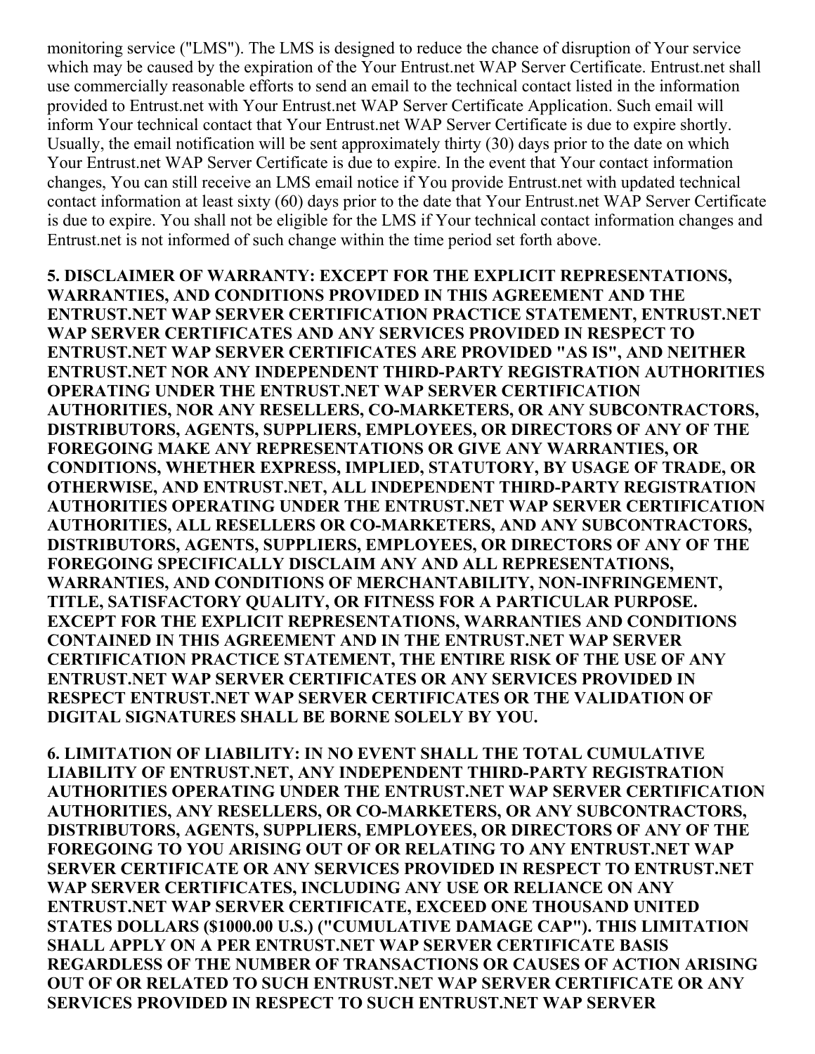monitoring service ("LMS"). The LMS is designed to reduce the chance of disruption of Your service which may be caused by the expiration of the Your Entrust.net WAP Server Certificate. Entrust.net shall use commercially reasonable efforts to send an email to the technical contact listed in the information provided to Entrust.net with Your Entrust.net WAP Server Certificate Application. Such email will inform Your technical contact that Your Entrust.net WAP Server Certificate is due to expire shortly. Usually, the email notification will be sent approximately thirty (30) days prior to the date on which Your Entrust.net WAP Server Certificate is due to expire. In the event that Your contact information changes, You can still receive an LMS email notice if You provide Entrust.net with updated technical contact information at least sixty (60) days prior to the date that Your Entrust.net WAP Server Certificate is due to expire. You shall not be eligible for the LMS if Your technical contact information changes and Entrust.net is not informed of such change within the time period set forth above.

**5. DISCLAIMER OF WARRANTY: EXCEPT FOR THE EXPLICIT REPRESENTATIONS, WARRANTIES, AND CONDITIONS PROVIDED IN THIS AGREEMENT AND THE ENTRUST.NET WAP SERVER CERTIFICATION PRACTICE STATEMENT, ENTRUST.NET WAP SERVER CERTIFICATES AND ANY SERVICES PROVIDED IN RESPECT TO ENTRUST.NET WAP SERVER CERTIFICATES ARE PROVIDED "AS IS", AND NEITHER ENTRUST.NET NOR ANY INDEPENDENT THIRD-PARTY REGISTRATION AUTHORITIES OPERATING UNDER THE ENTRUST.NET WAP SERVER CERTIFICATION AUTHORITIES, NOR ANY RESELLERS, CO-MARKETERS, OR ANY SUBCONTRACTORS, DISTRIBUTORS, AGENTS, SUPPLIERS, EMPLOYEES, OR DIRECTORS OF ANY OF THE FOREGOING MAKE ANY REPRESENTATIONS OR GIVE ANY WARRANTIES, OR CONDITIONS, WHETHER EXPRESS, IMPLIED, STATUTORY, BY USAGE OF TRADE, OR OTHERWISE, AND ENTRUST.NET, ALL INDEPENDENT THIRD-PARTY REGISTRATION AUTHORITIES OPERATING UNDER THE ENTRUST.NET WAP SERVER CERTIFICATION AUTHORITIES, ALL RESELLERS OR CO-MARKETERS, AND ANY SUBCONTRACTORS, DISTRIBUTORS, AGENTS, SUPPLIERS, EMPLOYEES, OR DIRECTORS OF ANY OF THE FOREGOING SPECIFICALLY DISCLAIM ANY AND ALL REPRESENTATIONS, WARRANTIES, AND CONDITIONS OF MERCHANTABILITY, NON-INFRINGEMENT, TITLE, SATISFACTORY QUALITY, OR FITNESS FOR A PARTICULAR PURPOSE. EXCEPT FOR THE EXPLICIT REPRESENTATIONS, WARRANTIES AND CONDITIONS CONTAINED IN THIS AGREEMENT AND IN THE ENTRUST.NET WAP SERVER CERTIFICATION PRACTICE STATEMENT, THE ENTIRE RISK OF THE USE OF ANY ENTRUST.NET WAP SERVER CERTIFICATES OR ANY SERVICES PROVIDED IN RESPECT ENTRUST.NET WAP SERVER CERTIFICATES OR THE VALIDATION OF DIGITAL SIGNATURES SHALL BE BORNE SOLELY BY YOU.**

**6. LIMITATION OF LIABILITY: IN NO EVENT SHALL THE TOTAL CUMULATIVE LIABILITY OF ENTRUST.NET, ANY INDEPENDENT THIRD-PARTY REGISTRATION AUTHORITIES OPERATING UNDER THE ENTRUST.NET WAP SERVER CERTIFICATION AUTHORITIES, ANY RESELLERS, OR CO-MARKETERS, OR ANY SUBCONTRACTORS, DISTRIBUTORS, AGENTS, SUPPLIERS, EMPLOYEES, OR DIRECTORS OF ANY OF THE FOREGOING TO YOU ARISING OUT OF OR RELATING TO ANY ENTRUST.NET WAP SERVER CERTIFICATE OR ANY SERVICES PROVIDED IN RESPECT TO ENTRUST.NET WAP SERVER CERTIFICATES, INCLUDING ANY USE OR RELIANCE ON ANY ENTRUST.NET WAP SERVER CERTIFICATE, EXCEED ONE THOUSAND UNITED STATES DOLLARS ($1000.00 U.S.) ("CUMULATIVE DAMAGE CAP"). THIS LIMITATION SHALL APPLY ON A PER ENTRUST.NET WAP SERVER CERTIFICATE BASIS REGARDLESS OF THE NUMBER OF TRANSACTIONS OR CAUSES OF ACTION ARISING OUT OF OR RELATED TO SUCH ENTRUST.NET WAP SERVER CERTIFICATE OR ANY SERVICES PROVIDED IN RESPECT TO SUCH ENTRUST.NET WAP SERVER**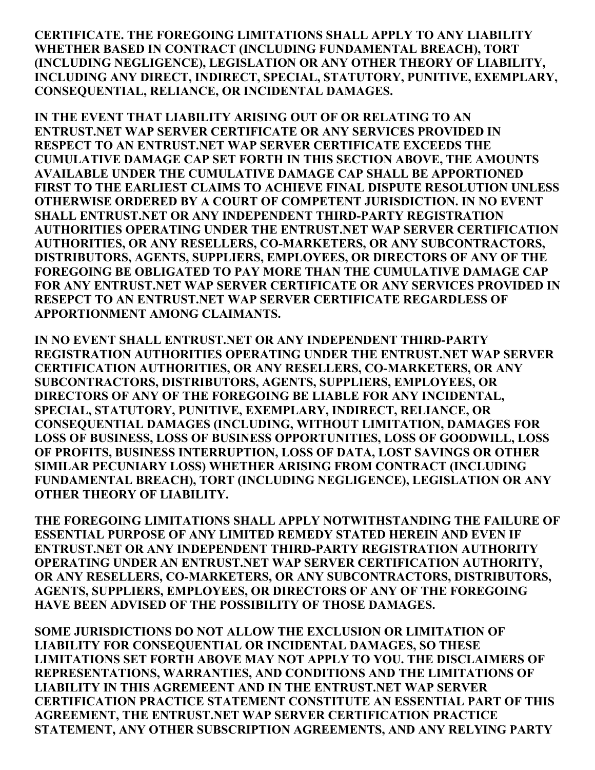**CERTIFICATE. THE FOREGOING LIMITATIONS SHALL APPLY TO ANY LIABILITY WHETHER BASED IN CONTRACT (INCLUDING FUNDAMENTAL BREACH), TORT (INCLUDING NEGLIGENCE), LEGISLATION OR ANY OTHER THEORY OF LIABILITY, INCLUDING ANY DIRECT, INDIRECT, SPECIAL, STATUTORY, PUNITIVE, EXEMPLARY, CONSEQUENTIAL, RELIANCE, OR INCIDENTAL DAMAGES.**

**IN THE EVENT THAT LIABILITY ARISING OUT OF OR RELATING TO AN ENTRUST.NET WAP SERVER CERTIFICATE OR ANY SERVICES PROVIDED IN RESPECT TO AN ENTRUST.NET WAP SERVER CERTIFICATE EXCEEDS THE CUMULATIVE DAMAGE CAP SET FORTH IN THIS SECTION ABOVE, THE AMOUNTS AVAILABLE UNDER THE CUMULATIVE DAMAGE CAP SHALL BE APPORTIONED FIRST TO THE EARLIEST CLAIMS TO ACHIEVE FINAL DISPUTE RESOLUTION UNLESS OTHERWISE ORDERED BY A COURT OF COMPETENT JURISDICTION. IN NO EVENT SHALL ENTRUST.NET OR ANY INDEPENDENT THIRD-PARTY REGISTRATION AUTHORITIES OPERATING UNDER THE ENTRUST.NET WAP SERVER CERTIFICATION AUTHORITIES, OR ANY RESELLERS, CO-MARKETERS, OR ANY SUBCONTRACTORS, DISTRIBUTORS, AGENTS, SUPPLIERS, EMPLOYEES, OR DIRECTORS OF ANY OF THE FOREGOING BE OBLIGATED TO PAY MORE THAN THE CUMULATIVE DAMAGE CAP FOR ANY ENTRUST.NET WAP SERVER CERTIFICATE OR ANY SERVICES PROVIDED IN RESEPCT TO AN ENTRUST.NET WAP SERVER CERTIFICATE REGARDLESS OF APPORTIONMENT AMONG CLAIMANTS.**

**IN NO EVENT SHALL ENTRUST.NET OR ANY INDEPENDENT THIRD-PARTY REGISTRATION AUTHORITIES OPERATING UNDER THE ENTRUST.NET WAP SERVER CERTIFICATION AUTHORITIES, OR ANY RESELLERS, CO-MARKETERS, OR ANY SUBCONTRACTORS, DISTRIBUTORS, AGENTS, SUPPLIERS, EMPLOYEES, OR DIRECTORS OF ANY OF THE FOREGOING BE LIABLE FOR ANY INCIDENTAL, SPECIAL, STATUTORY, PUNITIVE, EXEMPLARY, INDIRECT, RELIANCE, OR CONSEQUENTIAL DAMAGES (INCLUDING, WITHOUT LIMITATION, DAMAGES FOR LOSS OF BUSINESS, LOSS OF BUSINESS OPPORTUNITIES, LOSS OF GOODWILL, LOSS OF PROFITS, BUSINESS INTERRUPTION, LOSS OF DATA, LOST SAVINGS OR OTHER SIMILAR PECUNIARY LOSS) WHETHER ARISING FROM CONTRACT (INCLUDING FUNDAMENTAL BREACH), TORT (INCLUDING NEGLIGENCE), LEGISLATION OR ANY OTHER THEORY OF LIABILITY.**

**THE FOREGOING LIMITATIONS SHALL APPLY NOTWITHSTANDING THE FAILURE OF ESSENTIAL PURPOSE OF ANY LIMITED REMEDY STATED HEREIN AND EVEN IF ENTRUST.NET OR ANY INDEPENDENT THIRD-PARTY REGISTRATION AUTHORITY OPERATING UNDER AN ENTRUST.NET WAP SERVER CERTIFICATION AUTHORITY, OR ANY RESELLERS, CO-MARKETERS, OR ANY SUBCONTRACTORS, DISTRIBUTORS, AGENTS, SUPPLIERS, EMPLOYEES, OR DIRECTORS OF ANY OF THE FOREGOING HAVE BEEN ADVISED OF THE POSSIBILITY OF THOSE DAMAGES.**

**SOME JURISDICTIONS DO NOT ALLOW THE EXCLUSION OR LIMITATION OF LIABILITY FOR CONSEQUENTIAL OR INCIDENTAL DAMAGES, SO THESE LIMITATIONS SET FORTH ABOVE MAY NOT APPLY TO YOU. THE DISCLAIMERS OF REPRESENTATIONS, WARRANTIES, AND CONDITIONS AND THE LIMITATIONS OF LIABILITY IN THIS AGREMEENT AND IN THE ENTRUST.NET WAP SERVER CERTIFICATION PRACTICE STATEMENT CONSTITUTE AN ESSENTIAL PART OF THIS AGREEMENT, THE ENTRUST.NET WAP SERVER CERTIFICATION PRACTICE STATEMENT, ANY OTHER SUBSCRIPTION AGREEMENTS, AND ANY RELYING PARTY**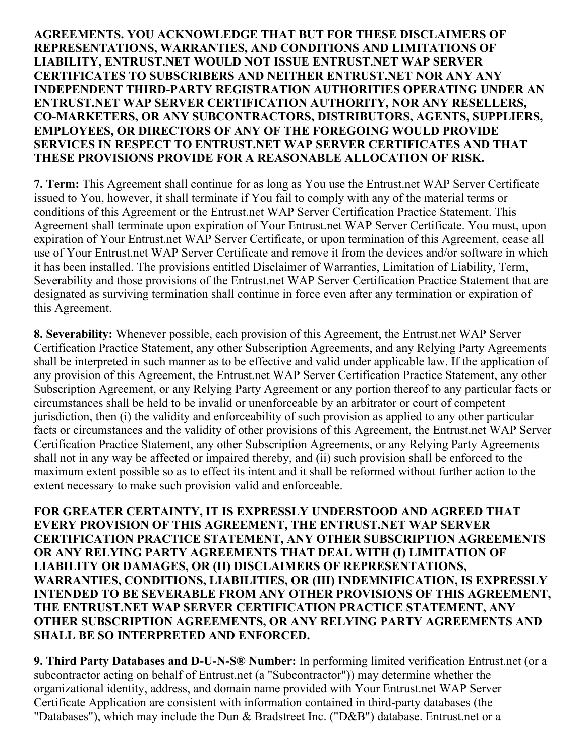**AGREEMENTS. YOU ACKNOWLEDGE THAT BUT FOR THESE DISCLAIMERS OF REPRESENTATIONS, WARRANTIES, AND CONDITIONS AND LIMITATIONS OF LIABILITY, ENTRUST.NET WOULD NOT ISSUE ENTRUST.NET WAP SERVER CERTIFICATES TO SUBSCRIBERS AND NEITHER ENTRUST.NET NOR ANY ANY INDEPENDENT THIRD-PARTY REGISTRATION AUTHORITIES OPERATING UNDER AN ENTRUST.NET WAP SERVER CERTIFICATION AUTHORITY, NOR ANY RESELLERS, CO-MARKETERS, OR ANY SUBCONTRACTORS, DISTRIBUTORS, AGENTS, SUPPLIERS, EMPLOYEES, OR DIRECTORS OF ANY OF THE FOREGOING WOULD PROVIDE SERVICES IN RESPECT TO ENTRUST.NET WAP SERVER CERTIFICATES AND THAT THESE PROVISIONS PROVIDE FOR A REASONABLE ALLOCATION OF RISK.**

**7. Term:** This Agreement shall continue for as long as You use the Entrust.net WAP Server Certificate issued to You, however, it shall terminate if You fail to comply with any of the material terms or conditions of this Agreement or the Entrust.net WAP Server Certification Practice Statement. This Agreement shall terminate upon expiration of Your Entrust.net WAP Server Certificate. You must, upon expiration of Your Entrust.net WAP Server Certificate, or upon termination of this Agreement, cease all use of Your Entrust.net WAP Server Certificate and remove it from the devices and/or software in which it has been installed. The provisions entitled Disclaimer of Warranties, Limitation of Liability, Term, Severability and those provisions of the Entrust.net WAP Server Certification Practice Statement that are designated as surviving termination shall continue in force even after any termination or expiration of this Agreement.

**8. Severability:** Whenever possible, each provision of this Agreement, the Entrust.net WAP Server Certification Practice Statement, any other Subscription Agreements, and any Relying Party Agreements shall be interpreted in such manner as to be effective and valid under applicable law. If the application of any provision of this Agreement, the Entrust.net WAP Server Certification Practice Statement, any other Subscription Agreement, or any Relying Party Agreement or any portion thereof to any particular facts or circumstances shall be held to be invalid or unenforceable by an arbitrator or court of competent jurisdiction, then (i) the validity and enforceability of such provision as applied to any other particular facts or circumstances and the validity of other provisions of this Agreement, the Entrust.net WAP Server Certification Practice Statement, any other Subscription Agreements, or any Relying Party Agreements shall not in any way be affected or impaired thereby, and (ii) such provision shall be enforced to the maximum extent possible so as to effect its intent and it shall be reformed without further action to the extent necessary to make such provision valid and enforceable.

**FOR GREATER CERTAINTY, IT IS EXPRESSLY UNDERSTOOD AND AGREED THAT EVERY PROVISION OF THIS AGREEMENT, THE ENTRUST.NET WAP SERVER CERTIFICATION PRACTICE STATEMENT, ANY OTHER SUBSCRIPTION AGREEMENTS OR ANY RELYING PARTY AGREEMENTS THAT DEAL WITH (I) LIMITATION OF LIABILITY OR DAMAGES, OR (II) DISCLAIMERS OF REPRESENTATIONS, WARRANTIES, CONDITIONS, LIABILITIES, OR (III) INDEMNIFICATION, IS EXPRESSLY INTENDED TO BE SEVERABLE FROM ANY OTHER PROVISIONS OF THIS AGREEMENT, THE ENTRUST.NET WAP SERVER CERTIFICATION PRACTICE STATEMENT, ANY OTHER SUBSCRIPTION AGREEMENTS, OR ANY RELYING PARTY AGREEMENTS AND SHALL BE SO INTERPRETED AND ENFORCED.**

**9. Third Party Databases and D-U-N-S® Number:** In performing limited verification Entrust.net (or a subcontractor acting on behalf of Entrust.net (a "Subcontractor")) may determine whether the organizational identity, address, and domain name provided with Your Entrust.net WAP Server Certificate Application are consistent with information contained in third-party databases (the "Databases"), which may include the Dun & Bradstreet Inc. ("D&B") database. Entrust.net or a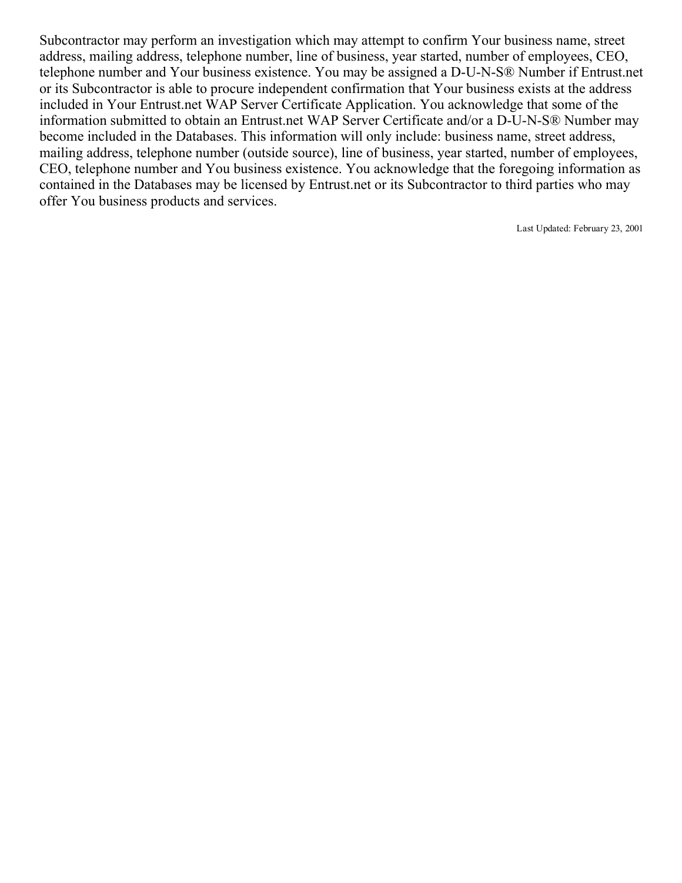Subcontractor may perform an investigation which may attempt to confirm Your business name, street address, mailing address, telephone number, line of business, year started, number of employees, CEO, telephone number and Your business existence. You may be assigned a D-U-N-S® Number if Entrust.net or its Subcontractor is able to procure independent confirmation that Your business exists at the address included in Your Entrust.net WAP Server Certificate Application. You acknowledge that some of the information submitted to obtain an Entrust.net WAP Server Certificate and/or a D-U-N-S® Number may become included in the Databases. This information will only include: business name, street address, mailing address, telephone number (outside source), line of business, year started, number of employees, CEO, telephone number and You business existence. You acknowledge that the foregoing information as contained in the Databases may be licensed by Entrust.net or its Subcontractor to third parties who may offer You business products and services.

Last Updated: February 23, 2001